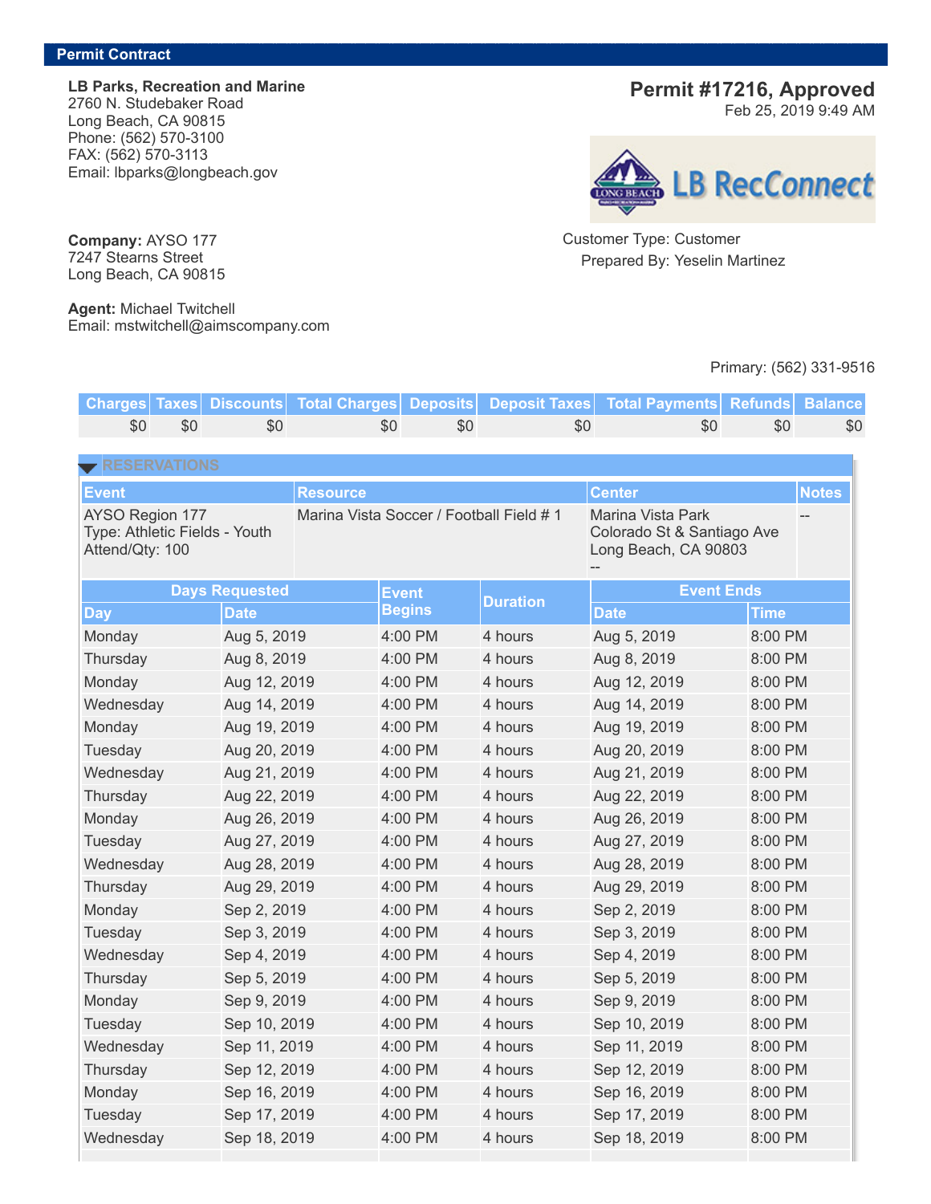## Permit Contract

**LB Parks, Recreation and Marine**
2760 N. Studebaker Road
Long Beach, CA 90815
Phone: (562) 570-3100
FAX: (562) 570-3113
Email: lbparks@longbeach.gov

## Permit #17216, Approved

Feb 25, 2019 9:49 AM

LB RecConnect

Customer Type: Customer
Prepared By: Yeselin Martinez

**Company:** AYSO 177
7247 Stearns Street
Long Beach, CA 90815

**Agent:** Michael Twitchell
Email: mstwitchell@aimscompany.com

Primary: (562) 331-9516

| Charges | Taxes | Discounts | Total Charges | Deposits | Deposit Taxes | Total Payments | Refunds | Balance |
|---|---|---|---|---|---|---|---|---|
| $0 | $0 | $0 | $0 | $0 | $0 | $0 | $0 | $0 |

### RESERVATIONS

| Event | Resource | Center | Notes |
|---|---|---|---|
| AYSO Region 177<br>Type: Athletic Fields - Youth<br>Attend/Qty: 100 | Marina Vista Soccer / Football Field # 1 | Marina Vista Park<br>Colorado St & Santiago Ave<br>Long Beach, CA 90803<br>-- | -- |

| Days Requested | | Event Begins | Duration | Event Ends | |
|---|---|---|---|---|---|
| Day | Date | | | Date | Time |
| Monday | Aug 5, 2019 | 4:00 PM | 4 hours | Aug 5, 2019 | 8:00 PM |
| Thursday | Aug 8, 2019 | 4:00 PM | 4 hours | Aug 8, 2019 | 8:00 PM |
| Monday | Aug 12, 2019 | 4:00 PM | 4 hours | Aug 12, 2019 | 8:00 PM |
| Wednesday | Aug 14, 2019 | 4:00 PM | 4 hours | Aug 14, 2019 | 8:00 PM |
| Monday | Aug 19, 2019 | 4:00 PM | 4 hours | Aug 19, 2019 | 8:00 PM |
| Tuesday | Aug 20, 2019 | 4:00 PM | 4 hours | Aug 20, 2019 | 8:00 PM |
| Wednesday | Aug 21, 2019 | 4:00 PM | 4 hours | Aug 21, 2019 | 8:00 PM |
| Thursday | Aug 22, 2019 | 4:00 PM | 4 hours | Aug 22, 2019 | 8:00 PM |
| Monday | Aug 26, 2019 | 4:00 PM | 4 hours | Aug 26, 2019 | 8:00 PM |
| Tuesday | Aug 27, 2019 | 4:00 PM | 4 hours | Aug 27, 2019 | 8:00 PM |
| Wednesday | Aug 28, 2019 | 4:00 PM | 4 hours | Aug 28, 2019 | 8:00 PM |
| Thursday | Aug 29, 2019 | 4:00 PM | 4 hours | Aug 29, 2019 | 8:00 PM |
| Monday | Sep 2, 2019 | 4:00 PM | 4 hours | Sep 2, 2019 | 8:00 PM |
| Tuesday | Sep 3, 2019 | 4:00 PM | 4 hours | Sep 3, 2019 | 8:00 PM |
| Wednesday | Sep 4, 2019 | 4:00 PM | 4 hours | Sep 4, 2019 | 8:00 PM |
| Thursday | Sep 5, 2019 | 4:00 PM | 4 hours | Sep 5, 2019 | 8:00 PM |
| Monday | Sep 9, 2019 | 4:00 PM | 4 hours | Sep 9, 2019 | 8:00 PM |
| Tuesday | Sep 10, 2019 | 4:00 PM | 4 hours | Sep 10, 2019 | 8:00 PM |
| Wednesday | Sep 11, 2019 | 4:00 PM | 4 hours | Sep 11, 2019 | 8:00 PM |
| Thursday | Sep 12, 2019 | 4:00 PM | 4 hours | Sep 12, 2019 | 8:00 PM |
| Monday | Sep 16, 2019 | 4:00 PM | 4 hours | Sep 16, 2019 | 8:00 PM |
| Tuesday | Sep 17, 2019 | 4:00 PM | 4 hours | Sep 17, 2019 | 8:00 PM |
| Wednesday | Sep 18, 2019 | 4:00 PM | 4 hours | Sep 18, 2019 | 8:00 PM |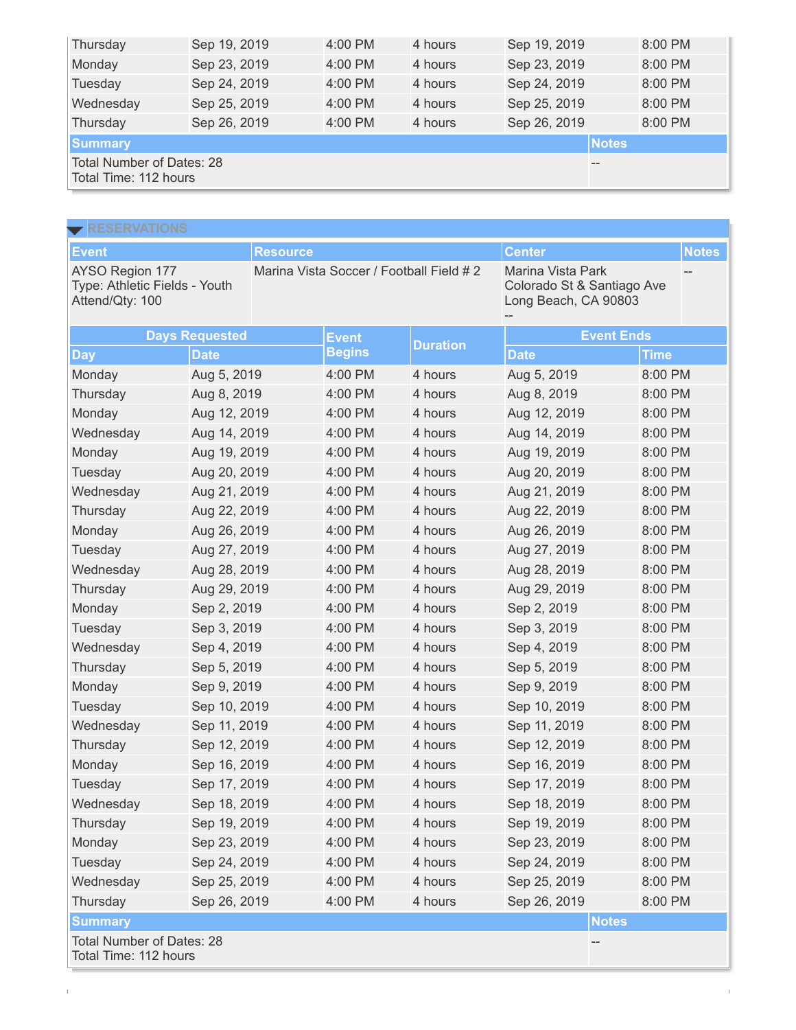| Day | Date | Event Begins | Duration | Date | Time |
|---|---|---|---|---|---|
| Thursday | Sep 19, 2019 | 4:00 PM | 4 hours | Sep 19, 2019 | 8:00 PM |
| Monday | Sep 23, 2019 | 4:00 PM | 4 hours | Sep 23, 2019 | 8:00 PM |
| Tuesday | Sep 24, 2019 | 4:00 PM | 4 hours | Sep 24, 2019 | 8:00 PM |
| Wednesday | Sep 25, 2019 | 4:00 PM | 4 hours | Sep 25, 2019 | 8:00 PM |
| Thursday | Sep 26, 2019 | 4:00 PM | 4 hours | Sep 26, 2019 | 8:00 PM |

| Summary | Notes |
|---|---|
| Total Number of Dates: 28<br>Total Time: 112 hours | -- |

## RESERVATIONS

| Event | Resource | Center | Notes |
|---|---|---|---|
| AYSO Region 177<br>Type: Athletic Fields - Youth<br>Attend/Qty: 100 | Marina Vista Soccer / Football Field # 2 | Marina Vista Park<br>Colorado St & Santiago Ave<br>Long Beach, CA 90803<br>-- | -- |

| Days Requested | | Event Begins | Duration | Event Ends | |
|---|---|---|---|---|---|
| Day | Date | | | Date | Time |
| Monday | Aug 5, 2019 | 4:00 PM | 4 hours | Aug 5, 2019 | 8:00 PM |
| Thursday | Aug 8, 2019 | 4:00 PM | 4 hours | Aug 8, 2019 | 8:00 PM |
| Monday | Aug 12, 2019 | 4:00 PM | 4 hours | Aug 12, 2019 | 8:00 PM |
| Wednesday | Aug 14, 2019 | 4:00 PM | 4 hours | Aug 14, 2019 | 8:00 PM |
| Monday | Aug 19, 2019 | 4:00 PM | 4 hours | Aug 19, 2019 | 8:00 PM |
| Tuesday | Aug 20, 2019 | 4:00 PM | 4 hours | Aug 20, 2019 | 8:00 PM |
| Wednesday | Aug 21, 2019 | 4:00 PM | 4 hours | Aug 21, 2019 | 8:00 PM |
| Thursday | Aug 22, 2019 | 4:00 PM | 4 hours | Aug 22, 2019 | 8:00 PM |
| Monday | Aug 26, 2019 | 4:00 PM | 4 hours | Aug 26, 2019 | 8:00 PM |
| Tuesday | Aug 27, 2019 | 4:00 PM | 4 hours | Aug 27, 2019 | 8:00 PM |
| Wednesday | Aug 28, 2019 | 4:00 PM | 4 hours | Aug 28, 2019 | 8:00 PM |
| Thursday | Aug 29, 2019 | 4:00 PM | 4 hours | Aug 29, 2019 | 8:00 PM |
| Monday | Sep 2, 2019 | 4:00 PM | 4 hours | Sep 2, 2019 | 8:00 PM |
| Tuesday | Sep 3, 2019 | 4:00 PM | 4 hours | Sep 3, 2019 | 8:00 PM |
| Wednesday | Sep 4, 2019 | 4:00 PM | 4 hours | Sep 4, 2019 | 8:00 PM |
| Thursday | Sep 5, 2019 | 4:00 PM | 4 hours | Sep 5, 2019 | 8:00 PM |
| Monday | Sep 9, 2019 | 4:00 PM | 4 hours | Sep 9, 2019 | 8:00 PM |
| Tuesday | Sep 10, 2019 | 4:00 PM | 4 hours | Sep 10, 2019 | 8:00 PM |
| Wednesday | Sep 11, 2019 | 4:00 PM | 4 hours | Sep 11, 2019 | 8:00 PM |
| Thursday | Sep 12, 2019 | 4:00 PM | 4 hours | Sep 12, 2019 | 8:00 PM |
| Monday | Sep 16, 2019 | 4:00 PM | 4 hours | Sep 16, 2019 | 8:00 PM |
| Tuesday | Sep 17, 2019 | 4:00 PM | 4 hours | Sep 17, 2019 | 8:00 PM |
| Wednesday | Sep 18, 2019 | 4:00 PM | 4 hours | Sep 18, 2019 | 8:00 PM |
| Thursday | Sep 19, 2019 | 4:00 PM | 4 hours | Sep 19, 2019 | 8:00 PM |
| Monday | Sep 23, 2019 | 4:00 PM | 4 hours | Sep 23, 2019 | 8:00 PM |
| Tuesday | Sep 24, 2019 | 4:00 PM | 4 hours | Sep 24, 2019 | 8:00 PM |
| Wednesday | Sep 25, 2019 | 4:00 PM | 4 hours | Sep 25, 2019 | 8:00 PM |
| Thursday | Sep 26, 2019 | 4:00 PM | 4 hours | Sep 26, 2019 | 8:00 PM |

| Summary | Notes |
|---|---|
| Total Number of Dates: 28<br>Total Time: 112 hours | -- |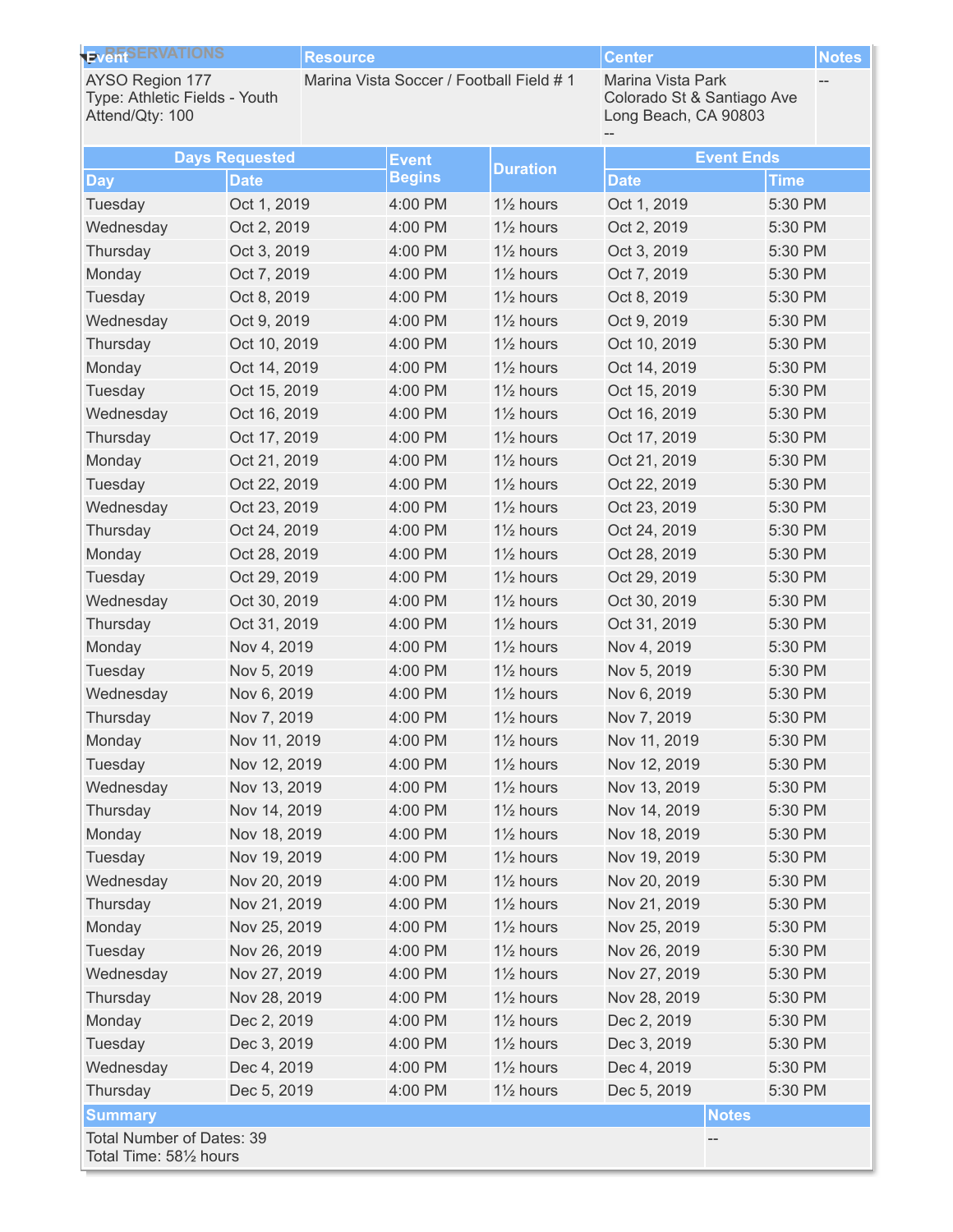| Event | Resource | Center | Notes |
|---|---|---|---|
| AYSO Region 177<br>Type: Athletic Fields - Youth<br>Attend/Qty: 100 | Marina Vista Soccer / Football Field # 1 | Marina Vista Park<br>Colorado St & Santiago Ave<br>Long Beach, CA 90803<br>-- | -- |

| Days Requested | | Event Begins | Duration | Event Ends | |
|---|---|---|---|---|---|
| Day | Date | | | Date | Time |
| Tuesday | Oct 1, 2019 | 4:00 PM | 1½ hours | Oct 1, 2019 | 5:30 PM |
| Wednesday | Oct 2, 2019 | 4:00 PM | 1½ hours | Oct 2, 2019 | 5:30 PM |
| Thursday | Oct 3, 2019 | 4:00 PM | 1½ hours | Oct 3, 2019 | 5:30 PM |
| Monday | Oct 7, 2019 | 4:00 PM | 1½ hours | Oct 7, 2019 | 5:30 PM |
| Tuesday | Oct 8, 2019 | 4:00 PM | 1½ hours | Oct 8, 2019 | 5:30 PM |
| Wednesday | Oct 9, 2019 | 4:00 PM | 1½ hours | Oct 9, 2019 | 5:30 PM |
| Thursday | Oct 10, 2019 | 4:00 PM | 1½ hours | Oct 10, 2019 | 5:30 PM |
| Monday | Oct 14, 2019 | 4:00 PM | 1½ hours | Oct 14, 2019 | 5:30 PM |
| Tuesday | Oct 15, 2019 | 4:00 PM | 1½ hours | Oct 15, 2019 | 5:30 PM |
| Wednesday | Oct 16, 2019 | 4:00 PM | 1½ hours | Oct 16, 2019 | 5:30 PM |
| Thursday | Oct 17, 2019 | 4:00 PM | 1½ hours | Oct 17, 2019 | 5:30 PM |
| Monday | Oct 21, 2019 | 4:00 PM | 1½ hours | Oct 21, 2019 | 5:30 PM |
| Tuesday | Oct 22, 2019 | 4:00 PM | 1½ hours | Oct 22, 2019 | 5:30 PM |
| Wednesday | Oct 23, 2019 | 4:00 PM | 1½ hours | Oct 23, 2019 | 5:30 PM |
| Thursday | Oct 24, 2019 | 4:00 PM | 1½ hours | Oct 24, 2019 | 5:30 PM |
| Monday | Oct 28, 2019 | 4:00 PM | 1½ hours | Oct 28, 2019 | 5:30 PM |
| Tuesday | Oct 29, 2019 | 4:00 PM | 1½ hours | Oct 29, 2019 | 5:30 PM |
| Wednesday | Oct 30, 2019 | 4:00 PM | 1½ hours | Oct 30, 2019 | 5:30 PM |
| Thursday | Oct 31, 2019 | 4:00 PM | 1½ hours | Oct 31, 2019 | 5:30 PM |
| Monday | Nov 4, 2019 | 4:00 PM | 1½ hours | Nov 4, 2019 | 5:30 PM |
| Tuesday | Nov 5, 2019 | 4:00 PM | 1½ hours | Nov 5, 2019 | 5:30 PM |
| Wednesday | Nov 6, 2019 | 4:00 PM | 1½ hours | Nov 6, 2019 | 5:30 PM |
| Thursday | Nov 7, 2019 | 4:00 PM | 1½ hours | Nov 7, 2019 | 5:30 PM |
| Monday | Nov 11, 2019 | 4:00 PM | 1½ hours | Nov 11, 2019 | 5:30 PM |
| Tuesday | Nov 12, 2019 | 4:00 PM | 1½ hours | Nov 12, 2019 | 5:30 PM |
| Wednesday | Nov 13, 2019 | 4:00 PM | 1½ hours | Nov 13, 2019 | 5:30 PM |
| Thursday | Nov 14, 2019 | 4:00 PM | 1½ hours | Nov 14, 2019 | 5:30 PM |
| Monday | Nov 18, 2019 | 4:00 PM | 1½ hours | Nov 18, 2019 | 5:30 PM |
| Tuesday | Nov 19, 2019 | 4:00 PM | 1½ hours | Nov 19, 2019 | 5:30 PM |
| Wednesday | Nov 20, 2019 | 4:00 PM | 1½ hours | Nov 20, 2019 | 5:30 PM |
| Thursday | Nov 21, 2019 | 4:00 PM | 1½ hours | Nov 21, 2019 | 5:30 PM |
| Monday | Nov 25, 2019 | 4:00 PM | 1½ hours | Nov 25, 2019 | 5:30 PM |
| Tuesday | Nov 26, 2019 | 4:00 PM | 1½ hours | Nov 26, 2019 | 5:30 PM |
| Wednesday | Nov 27, 2019 | 4:00 PM | 1½ hours | Nov 27, 2019 | 5:30 PM |
| Thursday | Nov 28, 2019 | 4:00 PM | 1½ hours | Nov 28, 2019 | 5:30 PM |
| Monday | Dec 2, 2019 | 4:00 PM | 1½ hours | Dec 2, 2019 | 5:30 PM |
| Tuesday | Dec 3, 2019 | 4:00 PM | 1½ hours | Dec 3, 2019 | 5:30 PM |
| Wednesday | Dec 4, 2019 | 4:00 PM | 1½ hours | Dec 4, 2019 | 5:30 PM |
| Thursday | Dec 5, 2019 | 4:00 PM | 1½ hours | Dec 5, 2019 | 5:30 PM |

| Summary | Notes |
|---|---|
| Total Number of Dates: 39<br>Total Time: 58½ hours | -- |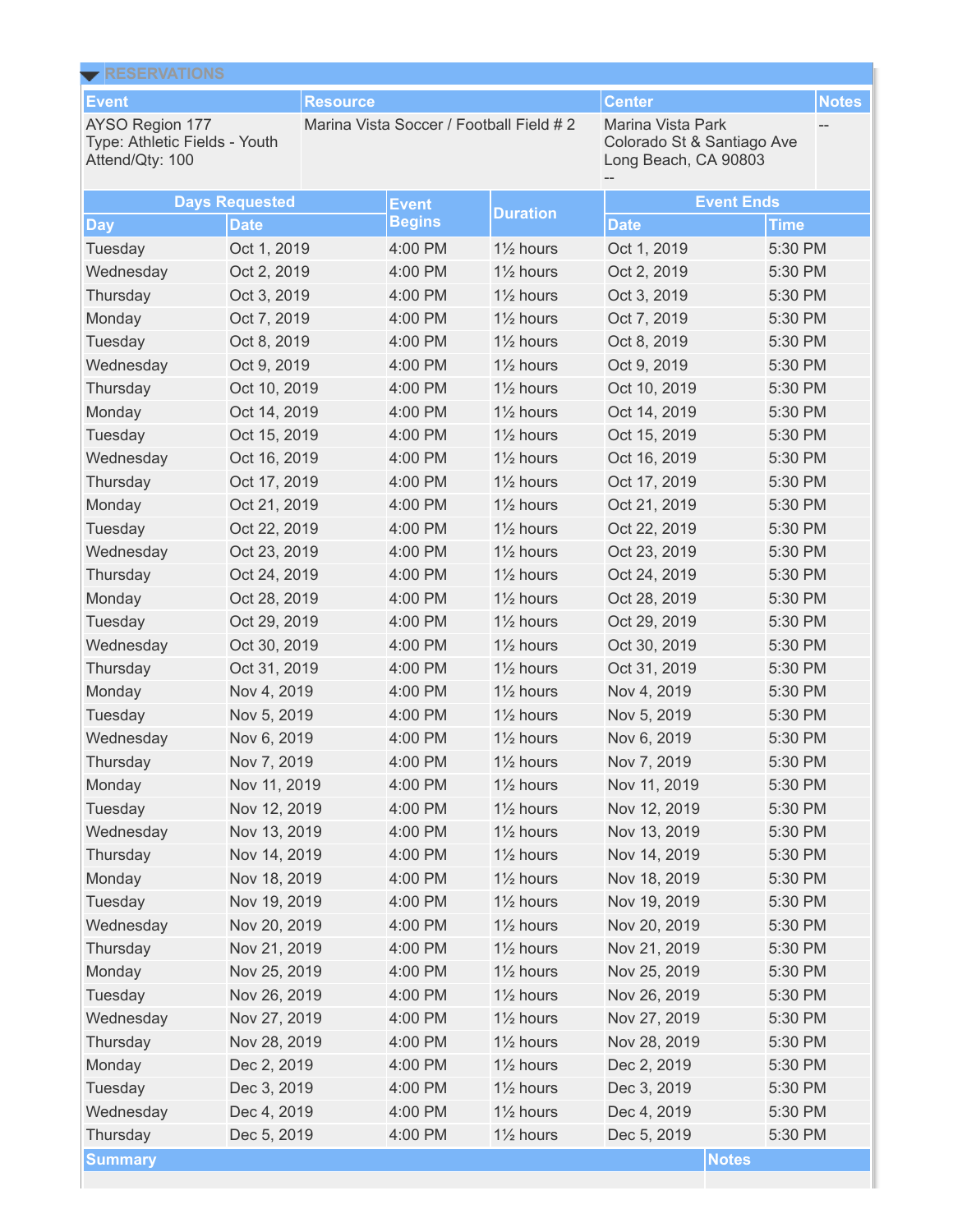## RESERVATIONS

| Event | Resource | Center | Notes |
|---|---|---|---|
| AYSO Region 177<br>Type: Athletic Fields - Youth<br>Attend/Qty: 100 | Marina Vista Soccer / Football Field # 2 | Marina Vista Park<br>Colorado St & Santiago Ave<br>Long Beach, CA 90803<br>-- | -- |

| Days Requested | | Event Begins | Duration | Event Ends | |
|---|---|---|---|---|---|
| Day | Date | | | Date | Time |
| Tuesday | Oct 1, 2019 | 4:00 PM | 1½ hours | Oct 1, 2019 | 5:30 PM |
| Wednesday | Oct 2, 2019 | 4:00 PM | 1½ hours | Oct 2, 2019 | 5:30 PM |
| Thursday | Oct 3, 2019 | 4:00 PM | 1½ hours | Oct 3, 2019 | 5:30 PM |
| Monday | Oct 7, 2019 | 4:00 PM | 1½ hours | Oct 7, 2019 | 5:30 PM |
| Tuesday | Oct 8, 2019 | 4:00 PM | 1½ hours | Oct 8, 2019 | 5:30 PM |
| Wednesday | Oct 9, 2019 | 4:00 PM | 1½ hours | Oct 9, 2019 | 5:30 PM |
| Thursday | Oct 10, 2019 | 4:00 PM | 1½ hours | Oct 10, 2019 | 5:30 PM |
| Monday | Oct 14, 2019 | 4:00 PM | 1½ hours | Oct 14, 2019 | 5:30 PM |
| Tuesday | Oct 15, 2019 | 4:00 PM | 1½ hours | Oct 15, 2019 | 5:30 PM |
| Wednesday | Oct 16, 2019 | 4:00 PM | 1½ hours | Oct 16, 2019 | 5:30 PM |
| Thursday | Oct 17, 2019 | 4:00 PM | 1½ hours | Oct 17, 2019 | 5:30 PM |
| Monday | Oct 21, 2019 | 4:00 PM | 1½ hours | Oct 21, 2019 | 5:30 PM |
| Tuesday | Oct 22, 2019 | 4:00 PM | 1½ hours | Oct 22, 2019 | 5:30 PM |
| Wednesday | Oct 23, 2019 | 4:00 PM | 1½ hours | Oct 23, 2019 | 5:30 PM |
| Thursday | Oct 24, 2019 | 4:00 PM | 1½ hours | Oct 24, 2019 | 5:30 PM |
| Monday | Oct 28, 2019 | 4:00 PM | 1½ hours | Oct 28, 2019 | 5:30 PM |
| Tuesday | Oct 29, 2019 | 4:00 PM | 1½ hours | Oct 29, 2019 | 5:30 PM |
| Wednesday | Oct 30, 2019 | 4:00 PM | 1½ hours | Oct 30, 2019 | 5:30 PM |
| Thursday | Oct 31, 2019 | 4:00 PM | 1½ hours | Oct 31, 2019 | 5:30 PM |
| Monday | Nov 4, 2019 | 4:00 PM | 1½ hours | Nov 4, 2019 | 5:30 PM |
| Tuesday | Nov 5, 2019 | 4:00 PM | 1½ hours | Nov 5, 2019 | 5:30 PM |
| Wednesday | Nov 6, 2019 | 4:00 PM | 1½ hours | Nov 6, 2019 | 5:30 PM |
| Thursday | Nov 7, 2019 | 4:00 PM | 1½ hours | Nov 7, 2019 | 5:30 PM |
| Monday | Nov 11, 2019 | 4:00 PM | 1½ hours | Nov 11, 2019 | 5:30 PM |
| Tuesday | Nov 12, 2019 | 4:00 PM | 1½ hours | Nov 12, 2019 | 5:30 PM |
| Wednesday | Nov 13, 2019 | 4:00 PM | 1½ hours | Nov 13, 2019 | 5:30 PM |
| Thursday | Nov 14, 2019 | 4:00 PM | 1½ hours | Nov 14, 2019 | 5:30 PM |
| Monday | Nov 18, 2019 | 4:00 PM | 1½ hours | Nov 18, 2019 | 5:30 PM |
| Tuesday | Nov 19, 2019 | 4:00 PM | 1½ hours | Nov 19, 2019 | 5:30 PM |
| Wednesday | Nov 20, 2019 | 4:00 PM | 1½ hours | Nov 20, 2019 | 5:30 PM |
| Thursday | Nov 21, 2019 | 4:00 PM | 1½ hours | Nov 21, 2019 | 5:30 PM |
| Monday | Nov 25, 2019 | 4:00 PM | 1½ hours | Nov 25, 2019 | 5:30 PM |
| Tuesday | Nov 26, 2019 | 4:00 PM | 1½ hours | Nov 26, 2019 | 5:30 PM |
| Wednesday | Nov 27, 2019 | 4:00 PM | 1½ hours | Nov 27, 2019 | 5:30 PM |
| Thursday | Nov 28, 2019 | 4:00 PM | 1½ hours | Nov 28, 2019 | 5:30 PM |
| Monday | Dec 2, 2019 | 4:00 PM | 1½ hours | Dec 2, 2019 | 5:30 PM |
| Tuesday | Dec 3, 2019 | 4:00 PM | 1½ hours | Dec 3, 2019 | 5:30 PM |
| Wednesday | Dec 4, 2019 | 4:00 PM | 1½ hours | Dec 4, 2019 | 5:30 PM |
| Thursday | Dec 5, 2019 | 4:00 PM | 1½ hours | Dec 5, 2019 | 5:30 PM |

| Summary | Notes |
|---|---|
| | |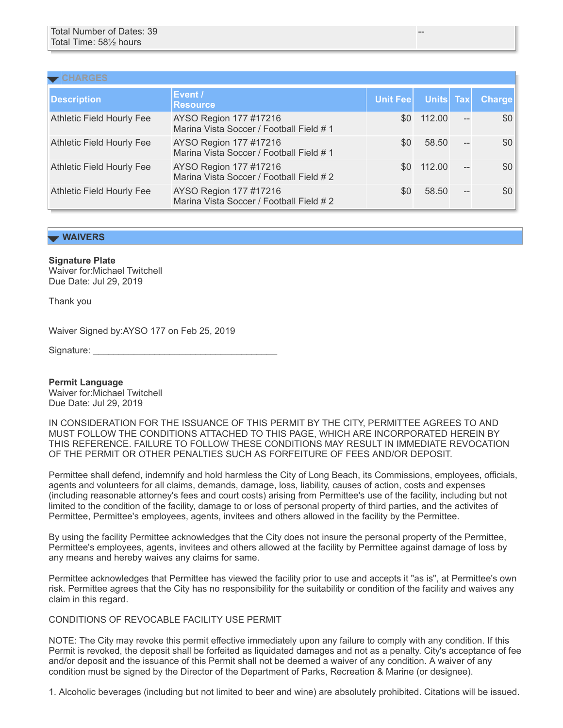| Total Number of Dates: 39<br>Total Time: 58½ hours | -- |
|---|---|

## CHARGES

| Description | Event / Resource | Unit Fee | Units | Tax | Charge |
|---|---|---|---|---|---|
| Athletic Field Hourly Fee | AYSO Region 177 #17216<br>Marina Vista Soccer / Football Field # 1 | $0 | 112.00 | -- | $0 |
| Athletic Field Hourly Fee | AYSO Region 177 #17216<br>Marina Vista Soccer / Football Field # 1 | $0 | 58.50 | -- | $0 |
| Athletic Field Hourly Fee | AYSO Region 177 #17216<br>Marina Vista Soccer / Football Field # 2 | $0 | 112.00 | -- | $0 |
| Athletic Field Hourly Fee | AYSO Region 177 #17216<br>Marina Vista Soccer / Football Field # 2 | $0 | 58.50 | -- | $0 |

## WAIVERS

**Signature Plate**
Waiver for:Michael Twitchell
Due Date: Jul 29, 2019

Thank you

Waiver Signed by:AYSO 177 on Feb 25, 2019

Signature: ____________________________________

**Permit Language**
Waiver for:Michael Twitchell
Due Date: Jul 29, 2019

IN CONSIDERATION FOR THE ISSUANCE OF THIS PERMIT BY THE CITY, PERMITTEE AGREES TO AND MUST FOLLOW THE CONDITIONS ATTACHED TO THIS PAGE, WHICH ARE INCORPORATED HEREIN BY THIS REFERENCE. FAILURE TO FOLLOW THESE CONDITIONS MAY RESULT IN IMMEDIATE REVOCATION OF THE PERMIT OR OTHER PENALTIES SUCH AS FORFEITURE OF FEES AND/OR DEPOSIT.

Permittee shall defend, indemnify and hold harmless the City of Long Beach, its Commissions, employees, officials, agents and volunteers for all claims, demands, damage, loss, liability, causes of action, costs and expenses (including reasonable attorney's fees and court costs) arising from Permittee's use of the facility, including but not limited to the condition of the facility, damage to or loss of personal property of third parties, and the activites of Permittee, Permittee's employees, agents, invitees and others allowed in the facility by the Permittee.

By using the facility Permittee acknowledges that the City does not insure the personal property of the Permittee, Permittee's employees, agents, invitees and others allowed at the facility by Permittee against damage of loss by any means and hereby waives any claims for same.

Permittee acknowledges that Permittee has viewed the facility prior to use and accepts it "as is", at Permittee's own risk. Permittee agrees that the City has no responsibility for the suitability or condition of the facility and waives any claim in this regard.

CONDITIONS OF REVOCABLE FACILITY USE PERMIT

NOTE: The City may revoke this permit effective immediately upon any failure to comply with any condition. If this Permit is revoked, the deposit shall be forfeited as liquidated damages and not as a penalty. City's acceptance of fee and/or deposit and the issuance of this Permit shall not be deemed a waiver of any condition. A waiver of any condition must be signed by the Director of the Department of Parks, Recreation & Marine (or designee).

1. Alcoholic beverages (including but not limited to beer and wine) are absolutely prohibited. Citations will be issued.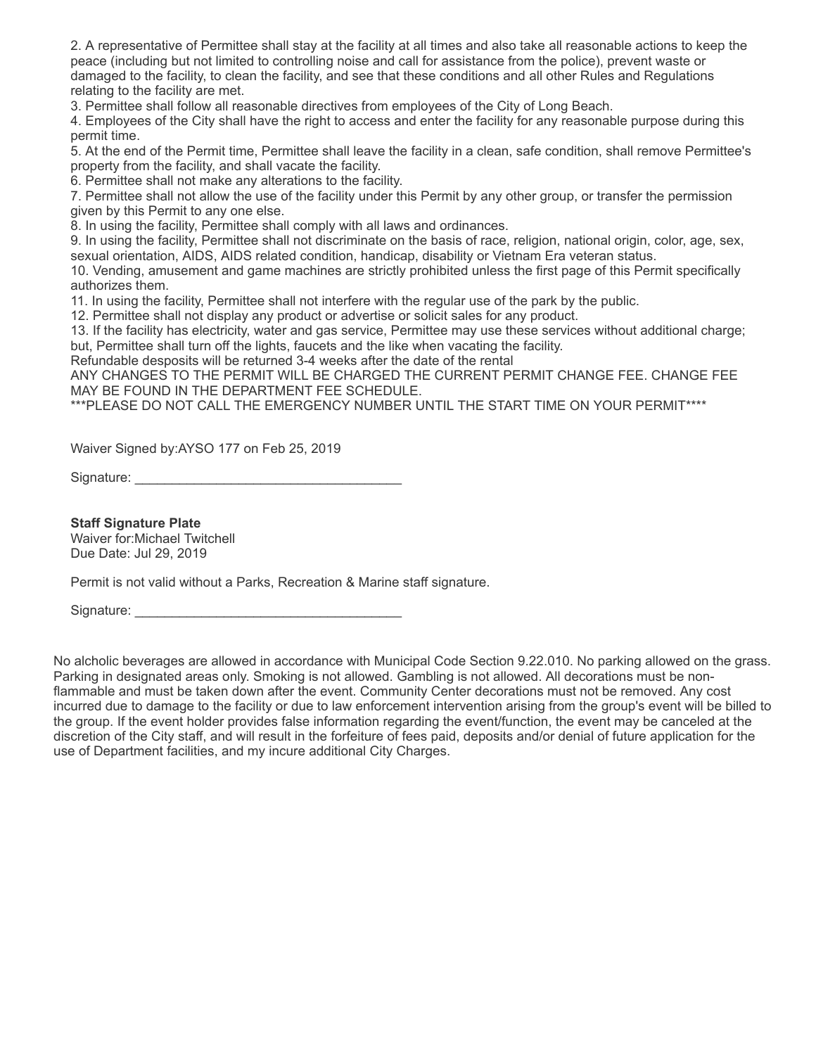2. A representative of Permittee shall stay at the facility at all times and also take all reasonable actions to keep the peace (including but not limited to controlling noise and call for assistance from the police), prevent waste or damaged to the facility, to clean the facility, and see that these conditions and all other Rules and Regulations relating to the facility are met.
3. Permittee shall follow all reasonable directives from employees of the City of Long Beach.
4. Employees of the City shall have the right to access and enter the facility for any reasonable purpose during this permit time.
5. At the end of the Permit time, Permittee shall leave the facility in a clean, safe condition, shall remove Permittee's property from the facility, and shall vacate the facility.
6. Permittee shall not make any alterations to the facility.
7. Permittee shall not allow the use of the facility under this Permit by any other group, or transfer the permission given by this Permit to any one else.
8. In using the facility, Permittee shall comply with all laws and ordinances.
9. In using the facility, Permittee shall not discriminate on the basis of race, religion, national origin, color, age, sex, sexual orientation, AIDS, AIDS related condition, handicap, disability or Vietnam Era veteran status.
10. Vending, amusement and game machines are strictly prohibited unless the first page of this Permit specifically authorizes them.
11. In using the facility, Permittee shall not interfere with the regular use of the park by the public.
12. Permittee shall not display any product or advertise or solicit sales for any product.
13. If the facility has electricity, water and gas service, Permittee may use these services without additional charge; but, Permittee shall turn off the lights, faucets and the like when vacating the facility.

Refundable desposits will be returned 3-4 weeks after the date of the rental

ANY CHANGES TO THE PERMIT WILL BE CHARGED THE CURRENT PERMIT CHANGE FEE. CHANGE FEE MAY BE FOUND IN THE DEPARTMENT FEE SCHEDULE.

***PLEASE DO NOT CALL THE EMERGENCY NUMBER UNTIL THE START TIME ON YOUR PERMIT****

Waiver Signed by:AYSO 177 on Feb 25, 2019

Signature: ____________________________________

**Staff Signature Plate**
Waiver for:Michael Twitchell
Due Date: Jul 29, 2019

Permit is not valid without a Parks, Recreation & Marine staff signature.

Signature: ____________________________________

No alcholic beverages are allowed in accordance with Municipal Code Section 9.22.010. No parking allowed on the grass. Parking in designated areas only. Smoking is not allowed. Gambling is not allowed. All decorations must be non-flammable and must be taken down after the event. Community Center decorations must not be removed. Any cost incurred due to damage to the facility or due to law enforcement intervention arising from the group's event will be billed to the group. If the event holder provides false information regarding the event/function, the event may be canceled at the discretion of the City staff, and will result in the forfeiture of fees paid, deposits and/or denial of future application for the use of Department facilities, and my incure additional City Charges.